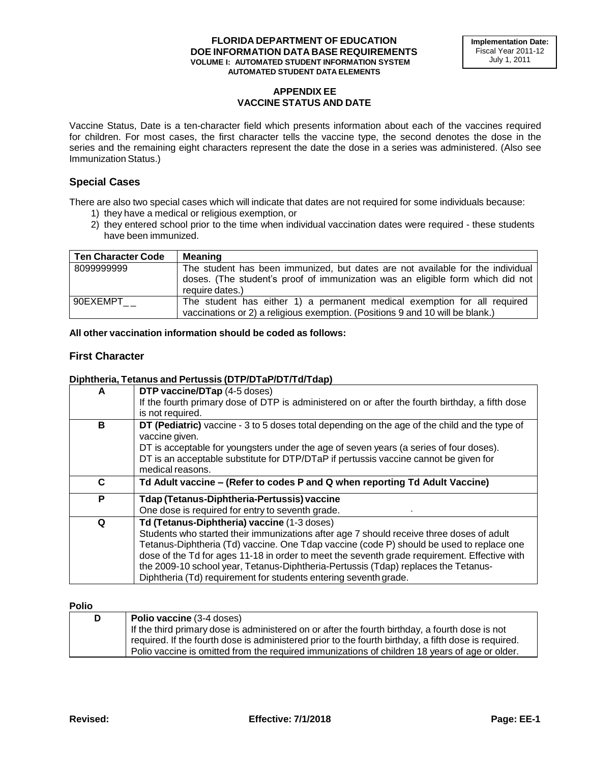**FLORIDA DEPARTMENT OF EDUCATION**
**DOE INFORMATION DATA BASE REQUIREMENTS**
**VOLUME I: AUTOMATED STUDENT INFORMATION SYSTEM**
**AUTOMATED STUDENT DATA ELEMENTS**

**Implementation Date:**
Fiscal Year 2011-12
July 1, 2011

# APPENDIX EE
# VACCINE STATUS AND DATE

Vaccine Status, Date is a ten-character field which presents information about each of the vaccines required for children. For most cases, the first character tells the vaccine type, the second denotes the dose in the series and the remaining eight characters represent the date the dose in a series was administered. (Also see Immunization Status.)

## Special Cases

There are also two special cases which will indicate that dates are not required for some individuals because:

1) they have a medical or religious exemption, or
2) they entered school prior to the time when individual vaccination dates were required - these students have been immunized.

| Ten Character Code | Meaning |
|---|---|
| 8099999999 | The student has been immunized, but dates are not available for the individual doses. (The student's proof of immunization was an eligible form which did not require dates.) |
| 90EXEMPT_ _ | The student has either 1) a permanent medical exemption for all required vaccinations or 2) a religious exemption. (Positions 9 and 10 will be blank.) |

**All other vaccination information should be coded as follows:**

## First Character

**Diphtheria, Tetanus and Pertussis (DTP/DTaP/DT/Td/Tdap)**

| | |
|---|---|
| A | **DTP vaccine/DTap** (4-5 doses)<br>If the fourth primary dose of DTP is administered on or after the fourth birthday, a fifth dose is not required. |
| B | **DT (Pediatric)** vaccine - 3 to 5 doses total depending on the age of the child and the type of vaccine given.<br>DT is acceptable for youngsters under the age of seven years (a series of four doses).<br>DT is an acceptable substitute for DTP/DTaP if pertussis vaccine cannot be given for medical reasons. |
| C | **Td Adult vaccine – (Refer to codes P and Q when reporting Td Adult Vaccine)** |
| P | **Tdap (Tetanus-Diphtheria-Pertussis) vaccine**<br>One dose is required for entry to seventh grade. |
| Q | **Td (Tetanus-Diphtheria) vaccine** (1-3 doses)<br>Students who started their immunizations after age 7 should receive three doses of adult Tetanus-Diphtheria (Td) vaccine. One Tdap vaccine (code P) should be used to replace one dose of the Td for ages 11-18 in order to meet the seventh grade requirement. Effective with the 2009-10 school year, Tetanus-Diphtheria-Pertussis (Tdap) replaces the Tetanus-Diphtheria (Td) requirement for students entering seventh grade. |

**Polio**

| | |
|---|---|
| D | **Polio vaccine** (3-4 doses)<br>If the third primary dose is administered on or after the fourth birthday, a fourth dose is not required. If the fourth dose is administered prior to the fourth birthday, a fifth dose is required. Polio vaccine is omitted from the required immunizations of children 18 years of age or older. |

**Revised:** **Effective: 7/1/2018**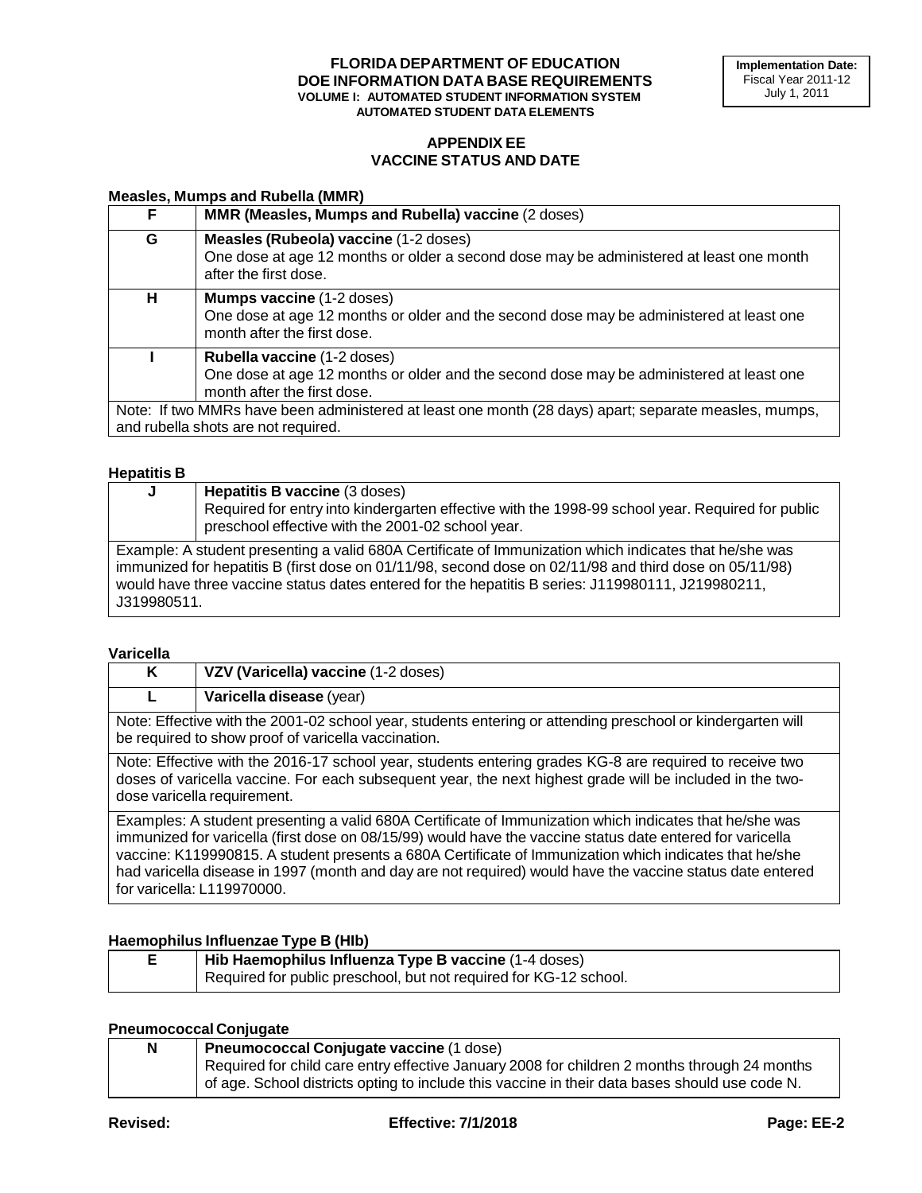**FLORIDA DEPARTMENT OF EDUCATION**
**DOE INFORMATION DATA BASE REQUIREMENTS**
**VOLUME I: AUTOMATED STUDENT INFORMATION SYSTEM**
**AUTOMATED STUDENT DATA ELEMENTS**

**Implementation Date:**
Fiscal Year 2011-12
July 1, 2011

## APPENDIX EE
## VACCINE STATUS AND DATE

### Measles, Mumps and Rubella (MMR)

| | |
|---|---|
| **F** | **MMR (Measles, Mumps and Rubella) vaccine** (2 doses) |
| **G** | **Measles (Rubeola) vaccine** (1-2 doses)<br>One dose at age 12 months or older a second dose may be administered at least one month after the first dose. |
| **H** | **Mumps vaccine** (1-2 doses)<br>One dose at age 12 months or older and the second dose may be administered at least one month after the first dose. |
| **I** | **Rubella vaccine** (1-2 doses)<br>One dose at age 12 months or older and the second dose may be administered at least one month after the first dose. |
| Note: If two MMRs have been administered at least one month (28 days) apart; separate measles, mumps, and rubella shots are not required. | |

### Hepatitis B

| | |
|---|---|
| **J** | **Hepatitis B vaccine** (3 doses)<br>Required for entry into kindergarten effective with the 1998-99 school year. Required for public preschool effective with the 2001-02 school year. |
| Example: A student presenting a valid 680A Certificate of Immunization which indicates that he/she was immunized for hepatitis B (first dose on 01/11/98, second dose on 02/11/98 and third dose on 05/11/98) would have three vaccine status dates entered for the hepatitis B series: J119980111, J219980211, J319980511. | |

### Varicella

| | |
|---|---|
| **K** | **VZV (Varicella) vaccine** (1-2 doses) |
| **L** | **Varicella disease** (year) |
| Note: Effective with the 2001-02 school year, students entering or attending preschool or kindergarten will be required to show proof of varicella vaccination. | |
| Note: Effective with the 2016-17 school year, students entering grades KG-8 are required to receive two doses of varicella vaccine. For each subsequent year, the next highest grade will be included in the two-dose varicella requirement. | |
| Examples: A student presenting a valid 680A Certificate of Immunization which indicates that he/she was immunized for varicella (first dose on 08/15/99) would have the vaccine status date entered for varicella vaccine: K119990815. A student presents a 680A Certificate of Immunization which indicates that he/she had varicella disease in 1997 (month and day are not required) would have the vaccine status date entered for varicella: L119970000. | |

### Haemophilus Influenzae Type B (HIb)

| | |
|---|---|
| **E** | **Hib Haemophilus Influenza Type B vaccine** (1-4 doses)<br>Required for public preschool, but not required for KG-12 school. |

### Pneumococcal Conjugate

| | |
|---|---|
| **N** | **Pneumococcal Conjugate vaccine** (1 dose)<br>Required for child care entry effective January 2008 for children 2 months through 24 months of age. School districts opting to include this vaccine in their data bases should use code N. |

**Revised:** **Effective: 7/1/2018**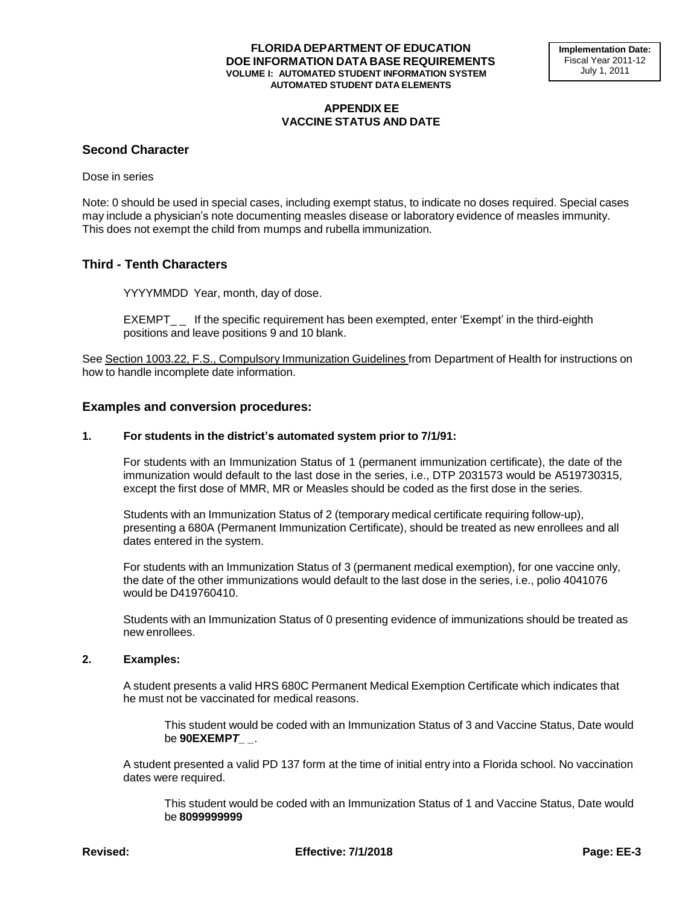## APPENDIX EE
## VACCINE STATUS AND DATE

### Second Character

Dose in series

Note: 0 should be used in special cases, including exempt status, to indicate no doses required. Special cases may include a physician's note documenting measles disease or laboratory evidence of measles immunity. This does not exempt the child from mumps and rubella immunization.

### Third - Tenth Characters

YYYYMMDD Year, month, day of dose.

EXEMPT_ _ If the specific requirement has been exempted, enter 'Exempt' in the third-eighth positions and leave positions 9 and 10 blank.

See Section 1003.22, F.S., Compulsory Immunization Guidelines from Department of Health for instructions on how to handle incomplete date information.

### Examples and conversion procedures:

**1. For students in the district's automated system prior to 7/1/91:**

For students with an Immunization Status of 1 (permanent immunization certificate), the date of the immunization would default to the last dose in the series, i.e., DTP 2031573 would be A519730315, except the first dose of MMR, MR or Measles should be coded as the first dose in the series.

Students with an Immunization Status of 2 (temporary medical certificate requiring follow-up), presenting a 680A (Permanent Immunization Certificate), should be treated as new enrollees and all dates entered in the system.

For students with an Immunization Status of 3 (permanent medical exemption), for one vaccine only, the date of the other immunizations would default to the last dose in the series, i.e., polio 4041076 would be D419760410.

Students with an Immunization Status of 0 presenting evidence of immunizations should be treated as new enrollees.

**2. Examples:**

A student presents a valid HRS 680C Permanent Medical Exemption Certificate which indicates that he must not be vaccinated for medical reasons.

> This student would be coded with an Immunization Status of 3 and Vaccine Status, Date would be **90EXEMPT_ _**.

A student presented a valid PD 137 form at the time of initial entry into a Florida school. No vaccination dates were required.

> This student would be coded with an Immunization Status of 1 and Vaccine Status, Date would be **8099999999**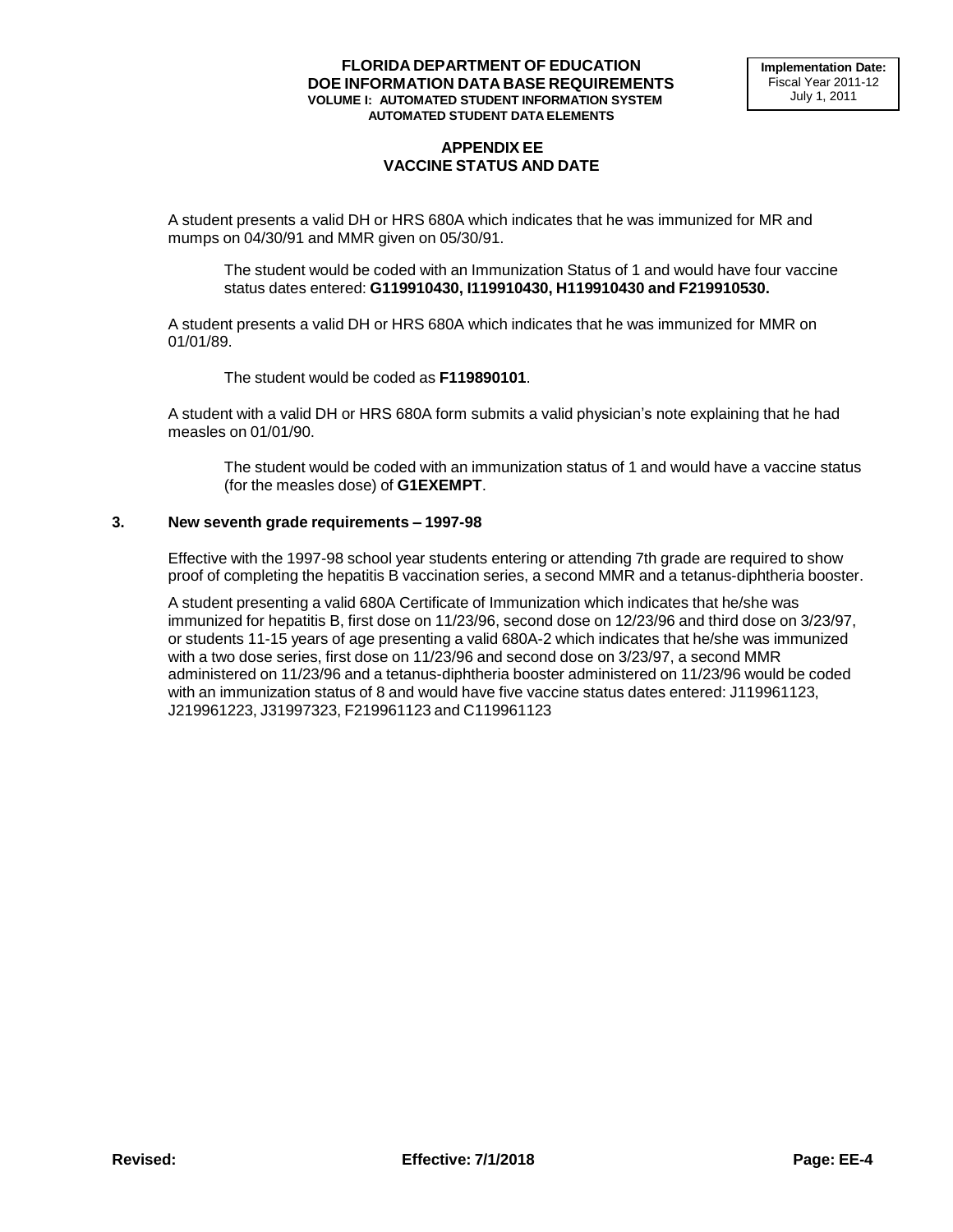## APPENDIX EE
## VACCINE STATUS AND DATE

A student presents a valid DH or HRS 680A which indicates that he was immunized for MR and mumps on 04/30/91 and MMR given on 05/30/91.

> The student would be coded with an Immunization Status of 1 and would have four vaccine status dates entered: **G119910430, I119910430, H119910430 and F219910530.**

A student presents a valid DH or HRS 680A which indicates that he was immunized for MMR on 01/01/89.

> The student would be coded as **F119890101**.

A student with a valid DH or HRS 680A form submits a valid physician's note explaining that he had measles on 01/01/90.

> The student would be coded with an immunization status of 1 and would have a vaccine status (for the measles dose) of **G1EXEMPT**.

### 3. New seventh grade requirements – 1997-98

Effective with the 1997-98 school year students entering or attending 7th grade are required to show proof of completing the hepatitis B vaccination series, a second MMR and a tetanus-diphtheria booster.

A student presenting a valid 680A Certificate of Immunization which indicates that he/she was immunized for hepatitis B, first dose on 11/23/96, second dose on 12/23/96 and third dose on 3/23/97, or students 11-15 years of age presenting a valid 680A-2 which indicates that he/she was immunized with a two dose series, first dose on 11/23/96 and second dose on 3/23/97, a second MMR administered on 11/23/96 and a tetanus-diphtheria booster administered on 11/23/96 would be coded with an immunization status of 8 and would have five vaccine status dates entered: J119961123, J219961223, J31997323, F219961123 and C119961123